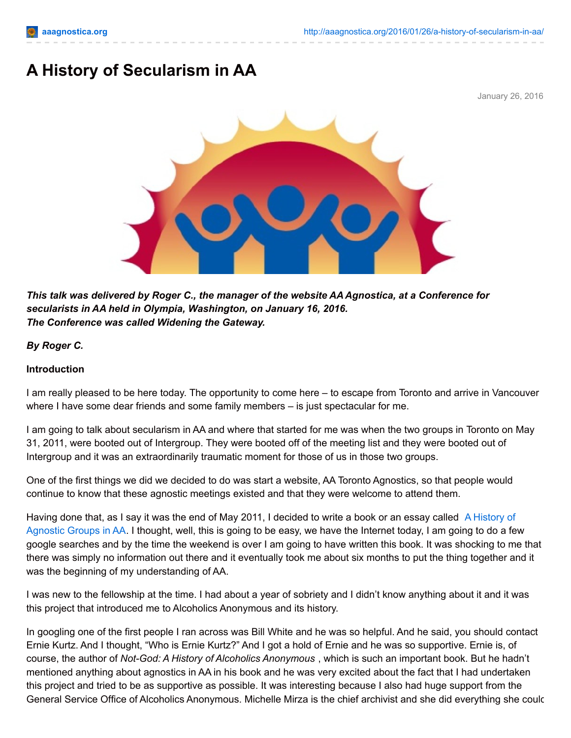# A History of Secularism in AA

January 26, 2016

***This talk was delivered by Roger C., the manager of the website AA Agnostica, at a Conference for secularists in AA held in Olympia, Washington, on January 16, 2016.***
***The Conference was called Widening the Gateway.***

***By Roger C.***

**Introduction**

I am really pleased to be here today. The opportunity to come here – to escape from Toronto and arrive in Vancouver where I have some dear friends and some family members – is just spectacular for me.

I am going to talk about secularism in AA and where that started for me was when the two groups in Toronto on May 31, 2011, were booted out of Intergroup. They were booted off of the meeting list and they were booted out of Intergroup and it was an extraordinarily traumatic moment for those of us in those two groups.

One of the first things we did we decided to do was start a website, AA Toronto Agnostics, so that people would continue to know that these agnostic meetings existed and that they were welcome to attend them.

Having done that, as I say it was the end of May 2011, I decided to write a book or an essay called A History of Agnostic Groups in AA. I thought, well, this is going to be easy, we have the Internet today, I am going to do a few google searches and by the time the weekend is over I am going to have written this book. It was shocking to me that there was simply no information out there and it eventually took me about six months to put the thing together and it was the beginning of my understanding of AA.

I was new to the fellowship at the time. I had about a year of sobriety and I didn't know anything about it and it was this project that introduced me to Alcoholics Anonymous and its history.

In googling one of the first people I ran across was Bill White and he was so helpful. And he said, you should contact Ernie Kurtz. And I thought, "Who is Ernie Kurtz?" And I got a hold of Ernie and he was so supportive. Ernie is, of course, the author of *Not-God: A History of Alcoholics Anonymous* , which is such an important book. But he hadn't mentioned anything about agnostics in AA in his book and he was very excited about the fact that I had undertaken this project and tried to be as supportive as possible. It was interesting because I also had huge support from the General Service Office of Alcoholics Anonymous. Michelle Mirza is the chief archivist and she did everything she could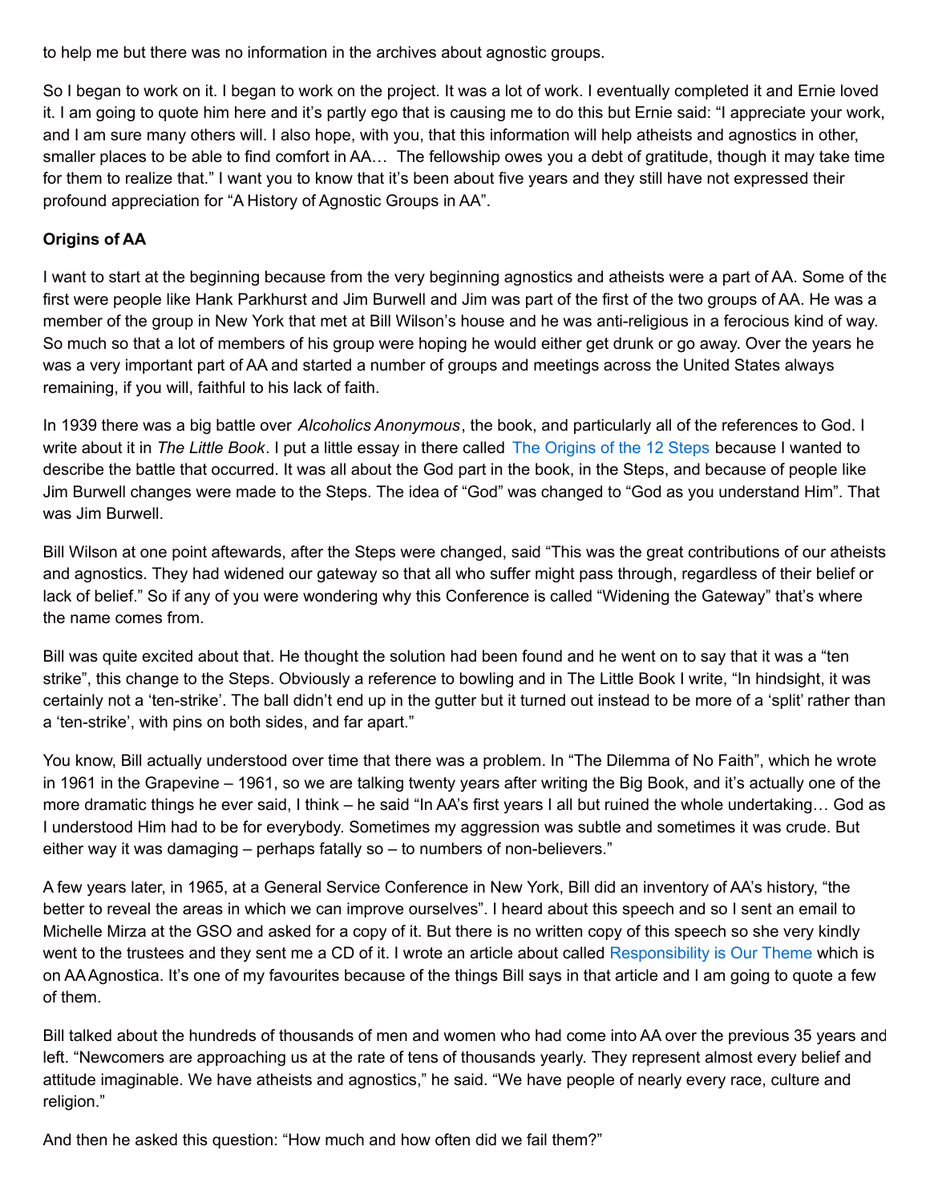to help me but there was no information in the archives about agnostic groups.

So I began to work on it. I began to work on the project. It was a lot of work. I eventually completed it and Ernie loved it. I am going to quote him here and it's partly ego that is causing me to do this but Ernie said: "I appreciate your work, and I am sure many others will. I also hope, with you, that this information will help atheists and agnostics in other, smaller places to be able to find comfort in AA… The fellowship owes you a debt of gratitude, though it may take time for them to realize that." I want you to know that it's been about five years and they still have not expressed their profound appreciation for "A History of Agnostic Groups in AA".

**Origins of AA**

I want to start at the beginning because from the very beginning agnostics and atheists were a part of AA. Some of the first were people like Hank Parkhurst and Jim Burwell and Jim was part of the first of the two groups of AA. He was a member of the group in New York that met at Bill Wilson's house and he was anti-religious in a ferocious kind of way. So much so that a lot of members of his group were hoping he would either get drunk or go away. Over the years he was a very important part of AA and started a number of groups and meetings across the United States always remaining, if you will, faithful to his lack of faith.

In 1939 there was a big battle over *Alcoholics Anonymous*, the book, and particularly all of the references to God. I write about it in *The Little Book*. I put a little essay in there called The Origins of the 12 Steps because I wanted to describe the battle that occurred. It was all about the God part in the book, in the Steps, and because of people like Jim Burwell changes were made to the Steps. The idea of "God" was changed to "God as you understand Him". That was Jim Burwell.

Bill Wilson at one point aftewards, after the Steps were changed, said "This was the great contributions of our atheists and agnostics. They had widened our gateway so that all who suffer might pass through, regardless of their belief or lack of belief." So if any of you were wondering why this Conference is called "Widening the Gateway" that's where the name comes from.

Bill was quite excited about that. He thought the solution had been found and he went on to say that it was a "ten strike", this change to the Steps. Obviously a reference to bowling and in The Little Book I write, "In hindsight, it was certainly not a 'ten-strike'. The ball didn't end up in the gutter but it turned out instead to be more of a 'split' rather than a 'ten-strike', with pins on both sides, and far apart."

You know, Bill actually understood over time that there was a problem. In "The Dilemma of No Faith", which he wrote in 1961 in the Grapevine – 1961, so we are talking twenty years after writing the Big Book, and it's actually one of the more dramatic things he ever said, I think – he said "In AA's first years I all but ruined the whole undertaking… God as I understood Him had to be for everybody. Sometimes my aggression was subtle and sometimes it was crude. But either way it was damaging – perhaps fatally so – to numbers of non-believers."

A few years later, in 1965, at a General Service Conference in New York, Bill did an inventory of AA's history, "the better to reveal the areas in which we can improve ourselves". I heard about this speech and so I sent an email to Michelle Mirza at the GSO and asked for a copy of it. But there is no written copy of this speech so she very kindly went to the trustees and they sent me a CD of it. I wrote an article about called Responsibility is Our Theme which is on AA Agnostica. It's one of my favourites because of the things Bill says in that article and I am going to quote a few of them.

Bill talked about the hundreds of thousands of men and women who had come into AA over the previous 35 years and left. "Newcomers are approaching us at the rate of tens of thousands yearly. They represent almost every belief and attitude imaginable. We have atheists and agnostics," he said. "We have people of nearly every race, culture and religion."

And then he asked this question: "How much and how often did we fail them?"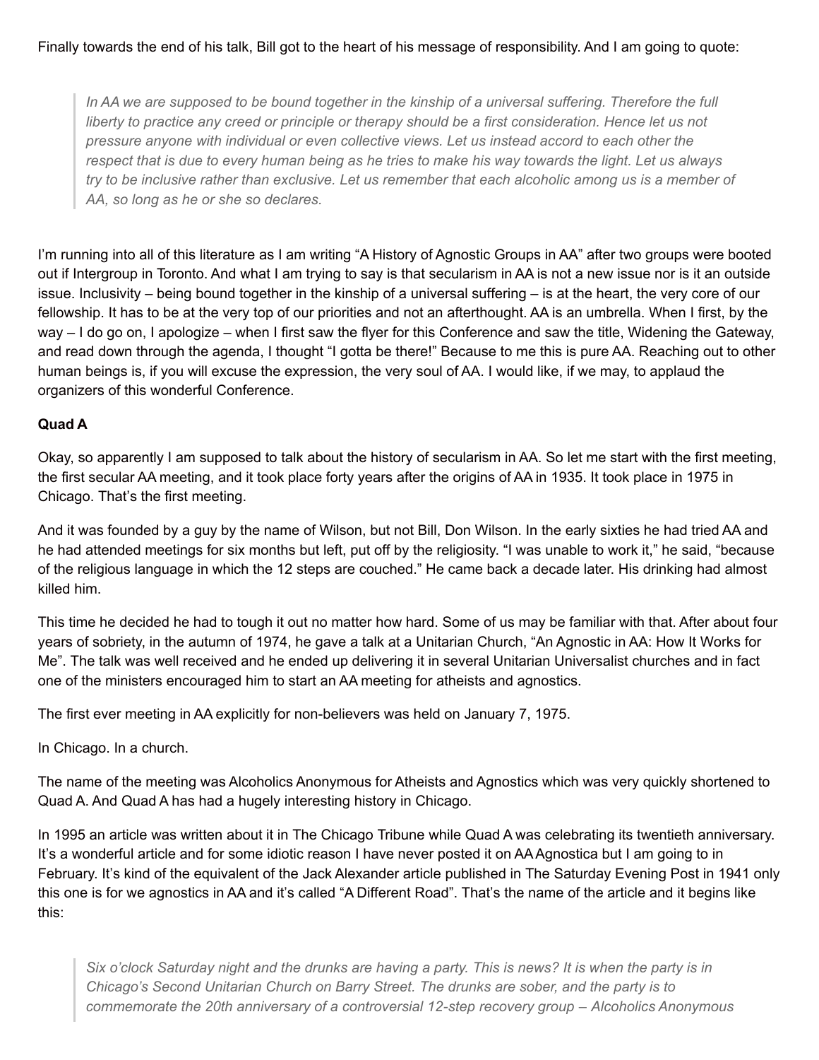Finally towards the end of his talk, Bill got to the heart of his message of responsibility. And I am going to quote:

> *In AA we are supposed to be bound together in the kinship of a universal suffering. Therefore the full liberty to practice any creed or principle or therapy should be a first consideration. Hence let us not pressure anyone with individual or even collective views. Let us instead accord to each other the respect that is due to every human being as he tries to make his way towards the light. Let us always try to be inclusive rather than exclusive. Let us remember that each alcoholic among us is a member of AA, so long as he or she so declares.*

I'm running into all of this literature as I am writing "A History of Agnostic Groups in AA" after two groups were booted out if Intergroup in Toronto. And what I am trying to say is that secularism in AA is not a new issue nor is it an outside issue. Inclusivity – being bound together in the kinship of a universal suffering – is at the heart, the very core of our fellowship. It has to be at the very top of our priorities and not an afterthought. AA is an umbrella. When I first, by the way – I do go on, I apologize – when I first saw the flyer for this Conference and saw the title, Widening the Gateway, and read down through the agenda, I thought "I gotta be there!" Because to me this is pure AA. Reaching out to other human beings is, if you will excuse the expression, the very soul of AA. I would like, if we may, to applaud the organizers of this wonderful Conference.

**Quad A**

Okay, so apparently I am supposed to talk about the history of secularism in AA. So let me start with the first meeting, the first secular AA meeting, and it took place forty years after the origins of AA in 1935. It took place in 1975 in Chicago. That's the first meeting.

And it was founded by a guy by the name of Wilson, but not Bill, Don Wilson. In the early sixties he had tried AA and he had attended meetings for six months but left, put off by the religiosity. "I was unable to work it," he said, "because of the religious language in which the 12 steps are couched." He came back a decade later. His drinking had almost killed him.

This time he decided he had to tough it out no matter how hard. Some of us may be familiar with that. After about four years of sobriety, in the autumn of 1974, he gave a talk at a Unitarian Church, "An Agnostic in AA: How It Works for Me". The talk was well received and he ended up delivering it in several Unitarian Universalist churches and in fact one of the ministers encouraged him to start an AA meeting for atheists and agnostics.

The first ever meeting in AA explicitly for non-believers was held on January 7, 1975.

In Chicago. In a church.

The name of the meeting was Alcoholics Anonymous for Atheists and Agnostics which was very quickly shortened to Quad A. And Quad A has had a hugely interesting history in Chicago.

In 1995 an article was written about it in The Chicago Tribune while Quad A was celebrating its twentieth anniversary. It's a wonderful article and for some idiotic reason I have never posted it on AA Agnostica but I am going to in February. It's kind of the equivalent of the Jack Alexander article published in The Saturday Evening Post in 1941 only this one is for we agnostics in AA and it's called "A Different Road". That's the name of the article and it begins like this:

> *Six o'clock Saturday night and the drunks are having a party. This is news? It is when the party is in Chicago's Second Unitarian Church on Barry Street. The drunks are sober, and the party is to commemorate the 20th anniversary of a controversial 12-step recovery group – Alcoholics Anonymous*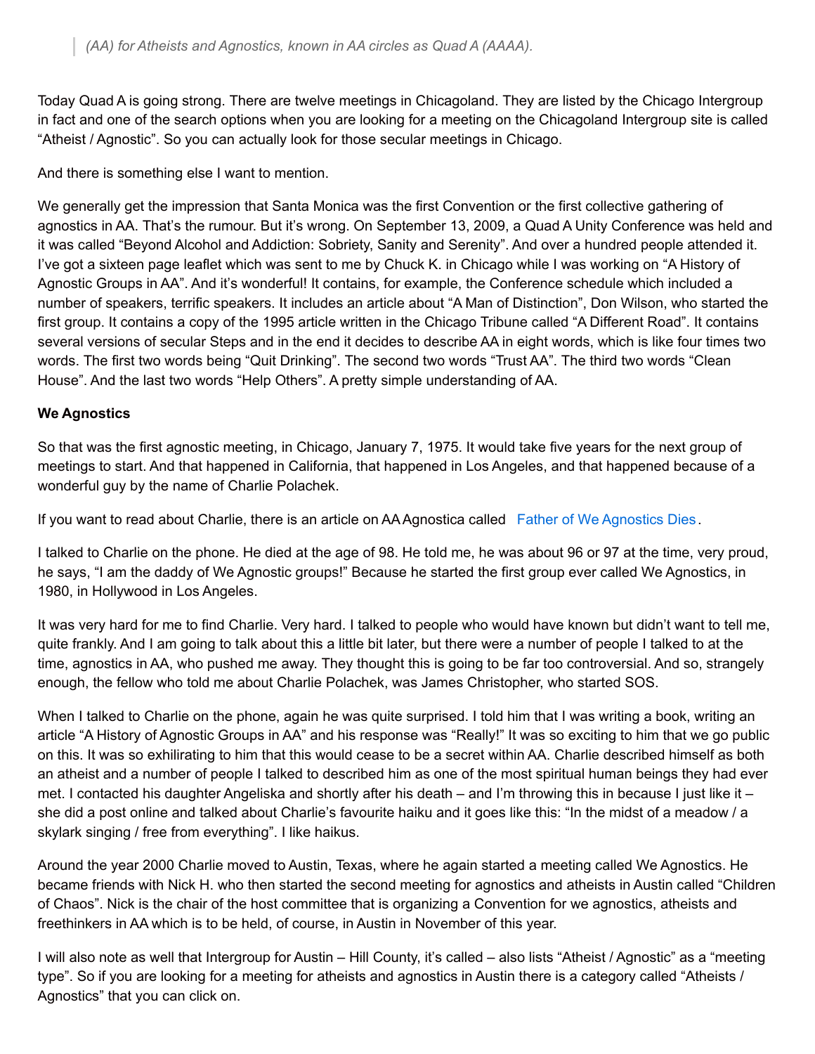> *(AA) for Atheists and Agnostics, known in AA circles as Quad A (AAAA).*

Today Quad A is going strong. There are twelve meetings in Chicagoland. They are listed by the Chicago Intergroup in fact and one of the search options when you are looking for a meeting on the Chicagoland Intergroup site is called "Atheist / Agnostic". So you can actually look for those secular meetings in Chicago.

And there is something else I want to mention.

We generally get the impression that Santa Monica was the first Convention or the first collective gathering of agnostics in AA. That's the rumour. But it's wrong. On September 13, 2009, a Quad A Unity Conference was held and it was called "Beyond Alcohol and Addiction: Sobriety, Sanity and Serenity". And over a hundred people attended it. I've got a sixteen page leaflet which was sent to me by Chuck K. in Chicago while I was working on "A History of Agnostic Groups in AA". And it's wonderful! It contains, for example, the Conference schedule which included a number of speakers, terrific speakers. It includes an article about "A Man of Distinction", Don Wilson, who started the first group. It contains a copy of the 1995 article written in the Chicago Tribune called "A Different Road". It contains several versions of secular Steps and in the end it decides to describe AA in eight words, which is like four times two words. The first two words being "Quit Drinking". The second two words "Trust AA". The third two words "Clean House". And the last two words "Help Others". A pretty simple understanding of AA.

**We Agnostics**

So that was the first agnostic meeting, in Chicago, January 7, 1975. It would take five years for the next group of meetings to start. And that happened in California, that happened in Los Angeles, and that happened because of a wonderful guy by the name of Charlie Polachek.

If you want to read about Charlie, there is an article on AA Agnostica called Father of We Agnostics Dies.

I talked to Charlie on the phone. He died at the age of 98. He told me, he was about 96 or 97 at the time, very proud, he says, "I am the daddy of We Agnostic groups!" Because he started the first group ever called We Agnostics, in 1980, in Hollywood in Los Angeles.

It was very hard for me to find Charlie. Very hard. I talked to people who would have known but didn't want to tell me, quite frankly. And I am going to talk about this a little bit later, but there were a number of people I talked to at the time, agnostics in AA, who pushed me away. They thought this is going to be far too controversial. And so, strangely enough, the fellow who told me about Charlie Polachek, was James Christopher, who started SOS.

When I talked to Charlie on the phone, again he was quite surprised. I told him that I was writing a book, writing an article "A History of Agnostic Groups in AA" and his response was "Really!" It was so exciting to him that we go public on this. It was so exhilirating to him that this would cease to be a secret within AA. Charlie described himself as both an atheist and a number of people I talked to described him as one of the most spiritual human beings they had ever met. I contacted his daughter Angeliska and shortly after his death – and I'm throwing this in because I just like it – she did a post online and talked about Charlie's favourite haiku and it goes like this: "In the midst of a meadow / a skylark singing / free from everything". I like haikus.

Around the year 2000 Charlie moved to Austin, Texas, where he again started a meeting called We Agnostics. He became friends with Nick H. who then started the second meeting for agnostics and atheists in Austin called "Children of Chaos". Nick is the chair of the host committee that is organizing a Convention for we agnostics, atheists and freethinkers in AA which is to be held, of course, in Austin in November of this year.

I will also note as well that Intergroup for Austin – Hill County, it's called – also lists "Atheist / Agnostic" as a "meeting type". So if you are looking for a meeting for atheists and agnostics in Austin there is a category called "Atheists / Agnostics" that you can click on.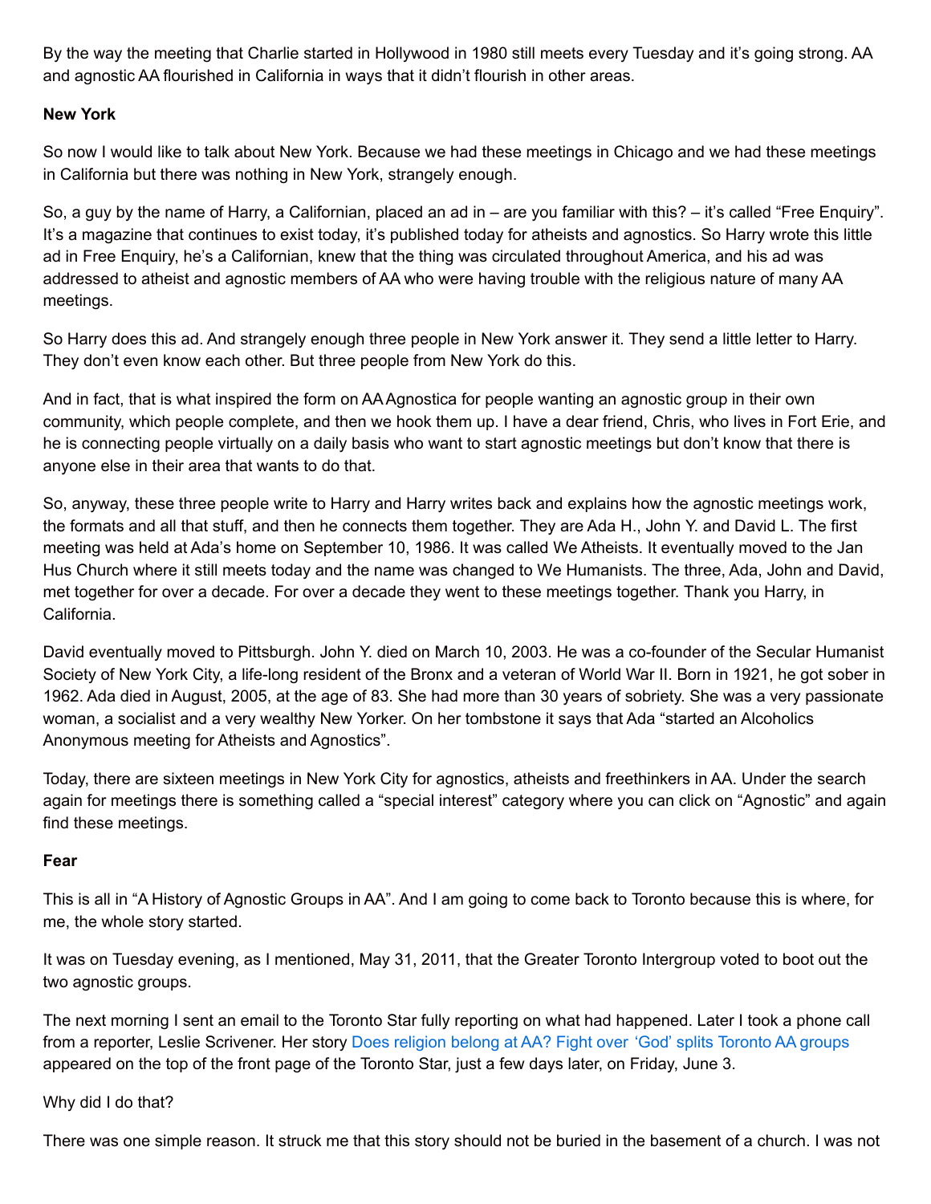By the way the meeting that Charlie started in Hollywood in 1980 still meets every Tuesday and it's going strong. AA and agnostic AA flourished in California in ways that it didn't flourish in other areas.

**New York**

So now I would like to talk about New York. Because we had these meetings in Chicago and we had these meetings in California but there was nothing in New York, strangely enough.

So, a guy by the name of Harry, a Californian, placed an ad in – are you familiar with this? – it's called "Free Enquiry". It's a magazine that continues to exist today, it's published today for atheists and agnostics. So Harry wrote this little ad in Free Enquiry, he's a Californian, knew that the thing was circulated throughout America, and his ad was addressed to atheist and agnostic members of AA who were having trouble with the religious nature of many AA meetings.

So Harry does this ad. And strangely enough three people in New York answer it. They send a little letter to Harry. They don't even know each other. But three people from New York do this.

And in fact, that is what inspired the form on AA Agnostica for people wanting an agnostic group in their own community, which people complete, and then we hook them up. I have a dear friend, Chris, who lives in Fort Erie, and he is connecting people virtually on a daily basis who want to start agnostic meetings but don't know that there is anyone else in their area that wants to do that.

So, anyway, these three people write to Harry and Harry writes back and explains how the agnostic meetings work, the formats and all that stuff, and then he connects them together. They are Ada H., John Y. and David L. The first meeting was held at Ada's home on September 10, 1986. It was called We Atheists. It eventually moved to the Jan Hus Church where it still meets today and the name was changed to We Humanists. The three, Ada, John and David, met together for over a decade. For over a decade they went to these meetings together. Thank you Harry, in California.

David eventually moved to Pittsburgh. John Y. died on March 10, 2003. He was a co-founder of the Secular Humanist Society of New York City, a life-long resident of the Bronx and a veteran of World War II. Born in 1921, he got sober in 1962. Ada died in August, 2005, at the age of 83. She had more than 30 years of sobriety. She was a very passionate woman, a socialist and a very wealthy New Yorker. On her tombstone it says that Ada "started an Alcoholics Anonymous meeting for Atheists and Agnostics".

Today, there are sixteen meetings in New York City for agnostics, atheists and freethinkers in AA. Under the search again for meetings there is something called a "special interest" category where you can click on "Agnostic" and again find these meetings.

**Fear**

This is all in "A History of Agnostic Groups in AA". And I am going to come back to Toronto because this is where, for me, the whole story started.

It was on Tuesday evening, as I mentioned, May 31, 2011, that the Greater Toronto Intergroup voted to boot out the two agnostic groups.

The next morning I sent an email to the Toronto Star fully reporting on what had happened. Later I took a phone call from a reporter, Leslie Scrivener. Her story Does religion belong at AA? Fight over 'God' splits Toronto AA groups appeared on the top of the front page of the Toronto Star, just a few days later, on Friday, June 3.

Why did I do that?

There was one simple reason. It struck me that this story should not be buried in the basement of a church. I was not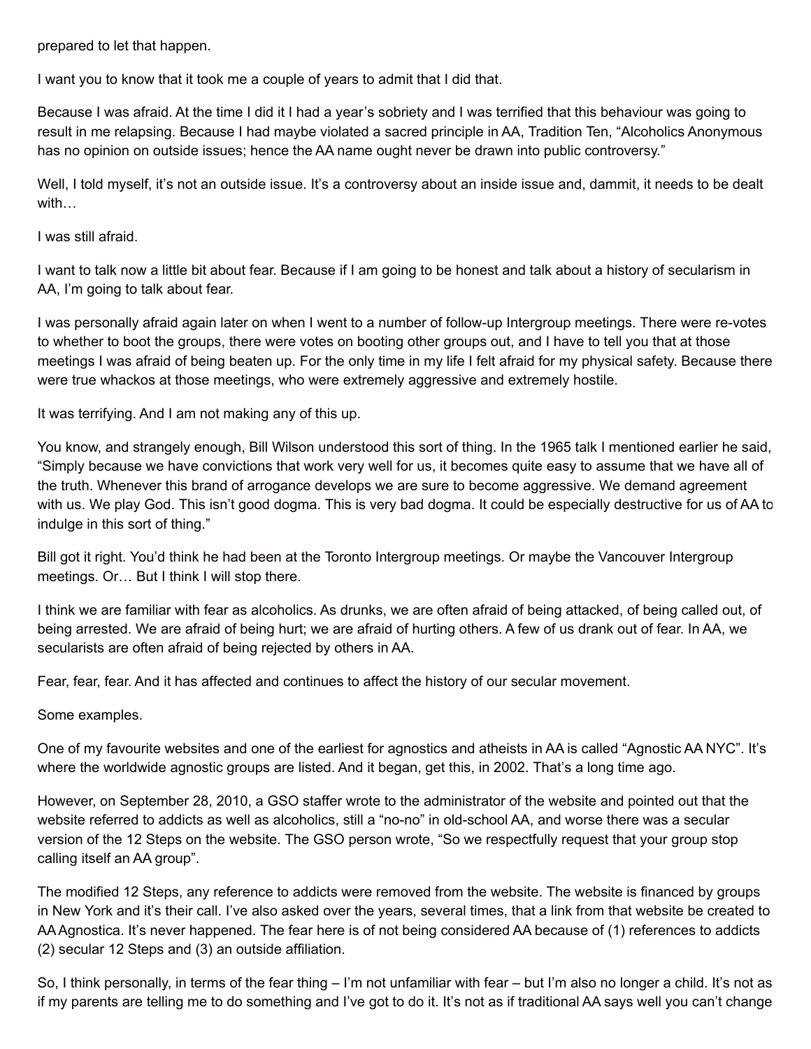prepared to let that happen.

I want you to know that it took me a couple of years to admit that I did that.

Because I was afraid. At the time I did it I had a year's sobriety and I was terrified that this behaviour was going to result in me relapsing. Because I had maybe violated a sacred principle in AA, Tradition Ten, "Alcoholics Anonymous has no opinion on outside issues; hence the AA name ought never be drawn into public controversy."

Well, I told myself, it's not an outside issue. It's a controversy about an inside issue and, dammit, it needs to be dealt with…

I was still afraid.

I want to talk now a little bit about fear. Because if I am going to be honest and talk about a history of secularism in AA, I'm going to talk about fear.

I was personally afraid again later on when I went to a number of follow-up Intergroup meetings. There were re-votes to whether to boot the groups, there were votes on booting other groups out, and I have to tell you that at those meetings I was afraid of being beaten up. For the only time in my life I felt afraid for my physical safety. Because there were true whackos at those meetings, who were extremely aggressive and extremely hostile.

It was terrifying. And I am not making any of this up.

You know, and strangely enough, Bill Wilson understood this sort of thing. In the 1965 talk I mentioned earlier he said, "Simply because we have convictions that work very well for us, it becomes quite easy to assume that we have all of the truth. Whenever this brand of arrogance develops we are sure to become aggressive. We demand agreement with us. We play God. This isn't good dogma. This is very bad dogma. It could be especially destructive for us of AA to indulge in this sort of thing."

Bill got it right. You'd think he had been at the Toronto Intergroup meetings. Or maybe the Vancouver Intergroup meetings. Or… But I think I will stop there.

I think we are familiar with fear as alcoholics. As drunks, we are often afraid of being attacked, of being called out, of being arrested. We are afraid of being hurt; we are afraid of hurting others. A few of us drank out of fear. In AA, we secularists are often afraid of being rejected by others in AA.

Fear, fear, fear. And it has affected and continues to affect the history of our secular movement.

Some examples.

One of my favourite websites and one of the earliest for agnostics and atheists in AA is called "Agnostic AA NYC". It's where the worldwide agnostic groups are listed. And it began, get this, in 2002. That's a long time ago.

However, on September 28, 2010, a GSO staffer wrote to the administrator of the website and pointed out that the website referred to addicts as well as alcoholics, still a "no-no" in old-school AA, and worse there was a secular version of the 12 Steps on the website. The GSO person wrote, "So we respectfully request that your group stop calling itself an AA group".

The modified 12 Steps, any reference to addicts were removed from the website. The website is financed by groups in New York and it's their call. I've also asked over the years, several times, that a link from that website be created to AA Agnostica. It's never happened. The fear here is of not being considered AA because of (1) references to addicts (2) secular 12 Steps and (3) an outside affiliation.

So, I think personally, in terms of the fear thing – I'm not unfamiliar with fear – but I'm also no longer a child. It's not as if my parents are telling me to do something and I've got to do it. It's not as if traditional AA says well you can't change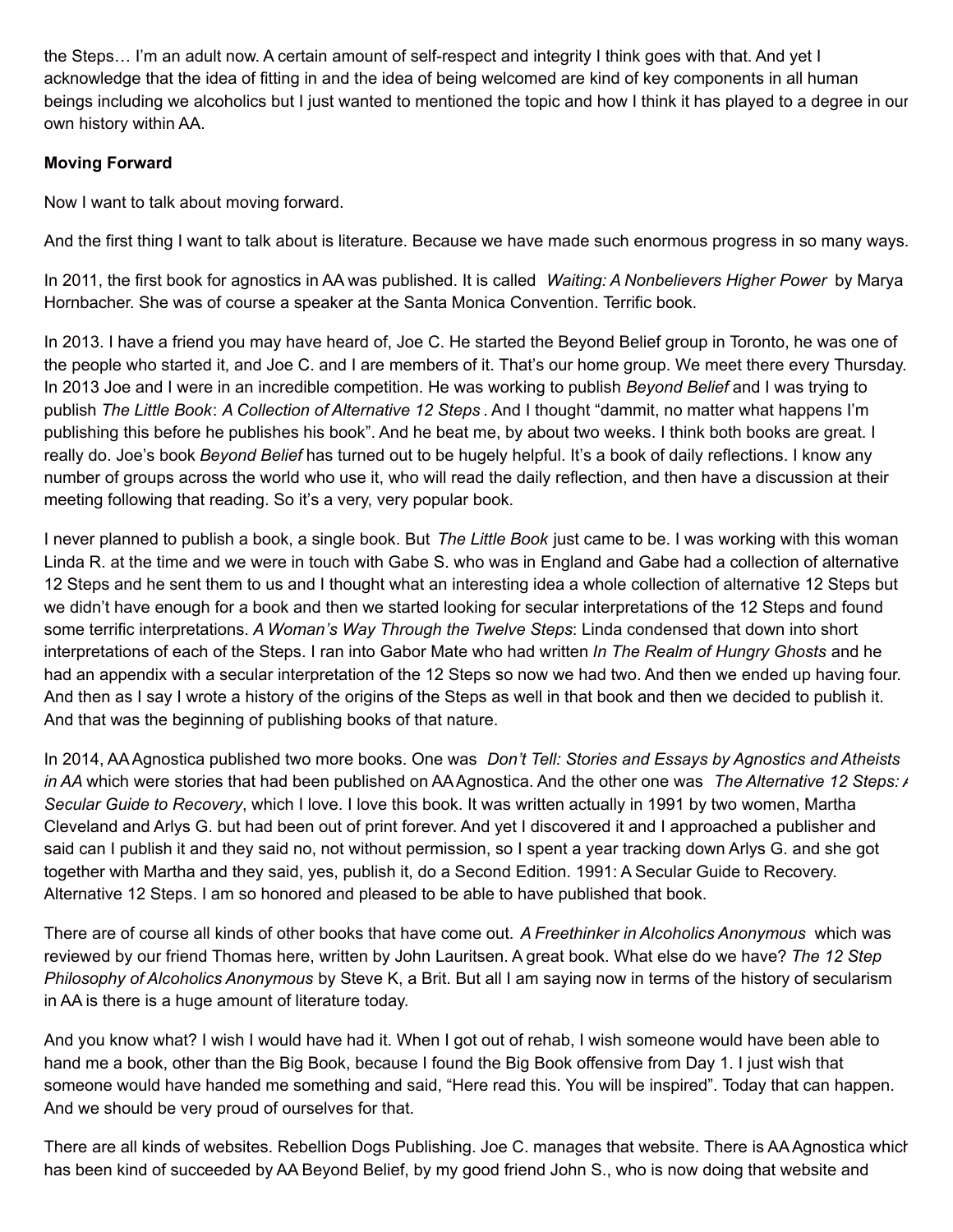the Steps… I'm an adult now. A certain amount of self-respect and integrity I think goes with that. And yet I acknowledge that the idea of fitting in and the idea of being welcomed are kind of key components in all human beings including we alcoholics but I just wanted to mentioned the topic and how I think it has played to a degree in our own history within AA.

**Moving Forward**

Now I want to talk about moving forward.

And the first thing I want to talk about is literature. Because we have made such enormous progress in so many ways.

In 2011, the first book for agnostics in AA was published. It is called *Waiting: A Nonbelievers Higher Power* by Marya Hornbacher. She was of course a speaker at the Santa Monica Convention. Terrific book.

In 2013. I have a friend you may have heard of, Joe C. He started the Beyond Belief group in Toronto, he was one of the people who started it, and Joe C. and I are members of it. That's our home group. We meet there every Thursday. In 2013 Joe and I were in an incredible competition. He was working to publish *Beyond Belief* and I was trying to publish *The Little Book*: *A Collection of Alternative 12 Steps* . And I thought "dammit, no matter what happens I'm publishing this before he publishes his book". And he beat me, by about two weeks. I think both books are great. I really do. Joe's book *Beyond Belief* has turned out to be hugely helpful. It's a book of daily reflections. I know any number of groups across the world who use it, who will read the daily reflection, and then have a discussion at their meeting following that reading. So it's a very, very popular book.

I never planned to publish a book, a single book. But *The Little Book* just came to be. I was working with this woman Linda R. at the time and we were in touch with Gabe S. who was in England and Gabe had a collection of alternative 12 Steps and he sent them to us and I thought what an interesting idea a whole collection of alternative 12 Steps but we didn't have enough for a book and then we started looking for secular interpretations of the 12 Steps and found some terrific interpretations. *A Woman's Way Through the Twelve Steps*: Linda condensed that down into short interpretations of each of the Steps. I ran into Gabor Mate who had written *In The Realm of Hungry Ghosts* and he had an appendix with a secular interpretation of the 12 Steps so now we had two. And then we ended up having four. And then as I say I wrote a history of the origins of the Steps as well in that book and then we decided to publish it. And that was the beginning of publishing books of that nature.

In 2014, AA Agnostica published two more books. One was *Don't Tell: Stories and Essays by Agnostics and Atheists in AA* which were stories that had been published on AA Agnostica. And the other one was *The Alternative 12 Steps: A Secular Guide to Recovery*, which I love. I love this book. It was written actually in 1991 by two women, Martha Cleveland and Arlys G. but had been out of print forever. And yet I discovered it and I approached a publisher and said can I publish it and they said no, not without permission, so I spent a year tracking down Arlys G. and she got together with Martha and they said, yes, publish it, do a Second Edition. 1991: A Secular Guide to Recovery. Alternative 12 Steps. I am so honored and pleased to be able to have published that book.

There are of course all kinds of other books that have come out. *A Freethinker in Alcoholics Anonymous* which was reviewed by our friend Thomas here, written by John Lauritsen. A great book. What else do we have? *The 12 Step Philosophy of Alcoholics Anonymous* by Steve K, a Brit. But all I am saying now in terms of the history of secularism in AA is there is a huge amount of literature today.

And you know what? I wish I would have had it. When I got out of rehab, I wish someone would have been able to hand me a book, other than the Big Book, because I found the Big Book offensive from Day 1. I just wish that someone would have handed me something and said, "Here read this. You will be inspired". Today that can happen. And we should be very proud of ourselves for that.

There are all kinds of websites. Rebellion Dogs Publishing. Joe C. manages that website. There is AA Agnostica which has been kind of succeeded by AA Beyond Belief, by my good friend John S., who is now doing that website and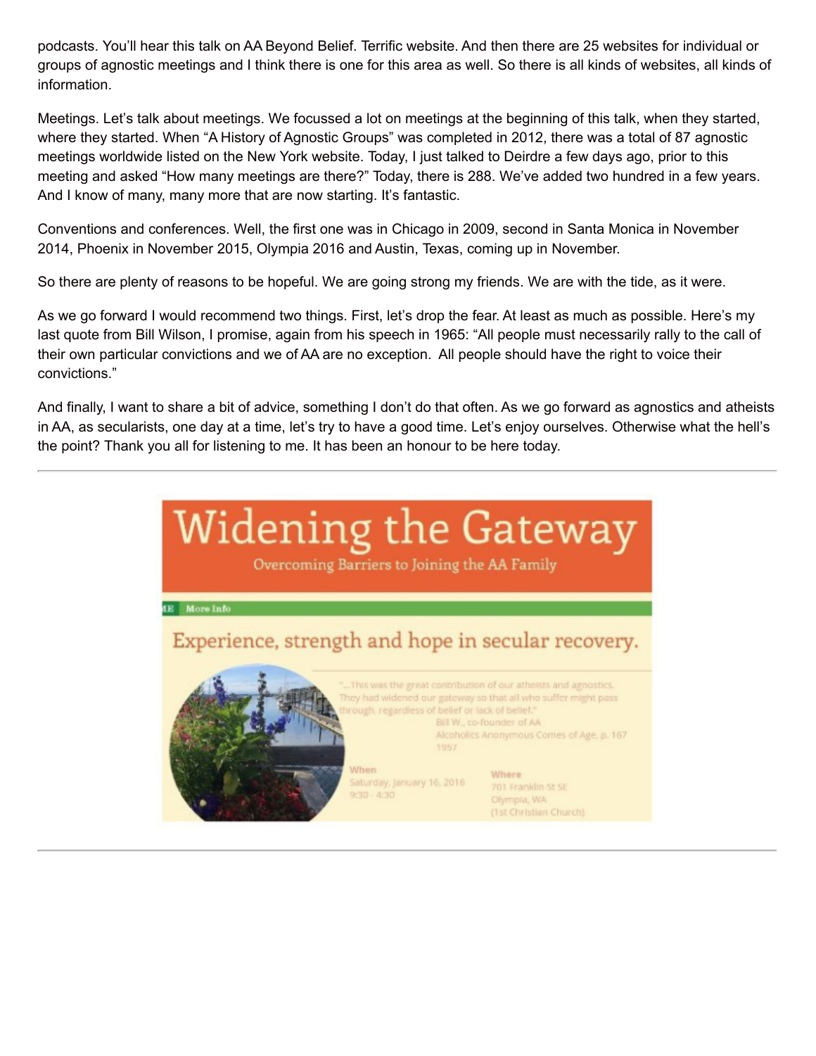podcasts. You'll hear this talk on AA Beyond Belief. Terrific website. And then there are 25 websites for individual or groups of agnostic meetings and I think there is one for this area as well. So there is all kinds of websites, all kinds of information.

Meetings. Let's talk about meetings. We focussed a lot on meetings at the beginning of this talk, when they started, where they started. When "A History of Agnostic Groups" was completed in 2012, there was a total of 87 agnostic meetings worldwide listed on the New York website. Today, I just talked to Deirdre a few days ago, prior to this meeting and asked "How many meetings are there?" Today, there is 288. We've added two hundred in a few years. And I know of many, many more that are now starting. It's fantastic.

Conventions and conferences. Well, the first one was in Chicago in 2009, second in Santa Monica in November 2014, Phoenix in November 2015, Olympia 2016 and Austin, Texas, coming up in November.

So there are plenty of reasons to be hopeful. We are going strong my friends. We are with the tide, as it were.

As we go forward I would recommend two things. First, let's drop the fear. At least as much as possible. Here's my last quote from Bill Wilson, I promise, again from his speech in 1965: "All people must necessarily rally to the call of their own particular convictions and we of AA are no exception. All people should have the right to voice their convictions."

And finally, I want to share a bit of advice, something I don't do that often. As we go forward as agnostics and atheists in AA, as secularists, one day at a time, let's try to have a good time. Let's enjoy ourselves. Otherwise what the hell's the point? Thank you all for listening to me. It has been an honour to be here today.

---

# Widening the Gateway

Overcoming Barriers to Joining the AA Family

More Info

## Experience, strength and hope in secular recovery.

"...This was the great contribution of our atheists and agnostics. They had widened our gateway so that all who suffer might pass through, regardless of belief or lack of belief."
Bill W., co-founder of AA
Alcoholics Anonymous Comes of Age, p. 167
1957

**When**
Saturday, January 16, 2016
9:30 - 4:30

**Where**
701 Franklin St SE
Olympia, WA
(1st Christian Church)